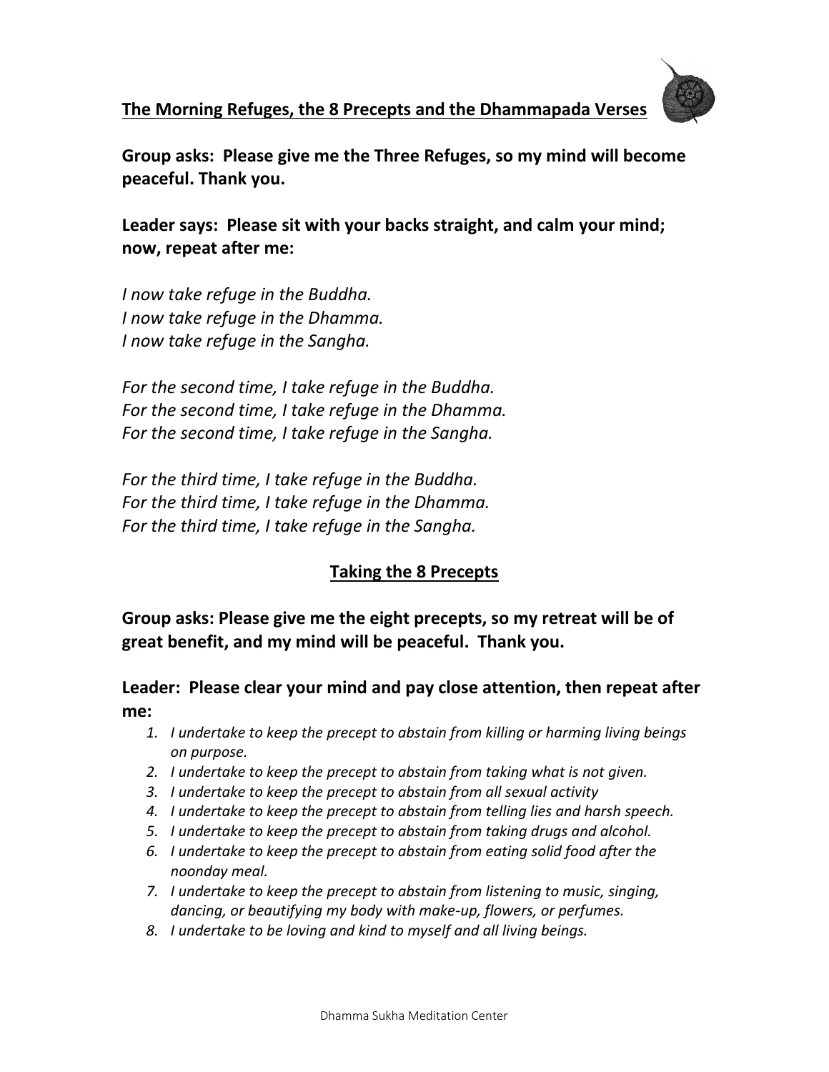## The Morning Refuges, the 8 Precepts and the Dhammapada Verses

**Group asks: Please give me the Three Refuges, so my mind will become peaceful. Thank you.**

**Leader says: Please sit with your backs straight, and calm your mind; now, repeat after me:**

*I now take refuge in the Buddha.*
*I now take refuge in the Dhamma.*
*I now take refuge in the Sangha.*

*For the second time, I take refuge in the Buddha.*
*For the second time, I take refuge in the Dhamma.*
*For the second time, I take refuge in the Sangha.*

*For the third time, I take refuge in the Buddha.*
*For the third time, I take refuge in the Dhamma.*
*For the third time, I take refuge in the Sangha.*

### Taking the 8 Precepts

**Group asks: Please give me the eight precepts, so my retreat will be of great benefit, and my mind will be peaceful. Thank you.**

**Leader: Please clear your mind and pay close attention, then repeat after me:**

1. *I undertake to keep the precept to abstain from killing or harming living beings on purpose.*
2. *I undertake to keep the precept to abstain from taking what is not given.*
3. *I undertake to keep the precept to abstain from all sexual activity*
4. *I undertake to keep the precept to abstain from telling lies and harsh speech.*
5. *I undertake to keep the precept to abstain from taking drugs and alcohol.*
6. *I undertake to keep the precept to abstain from eating solid food after the noonday meal.*
7. *I undertake to keep the precept to abstain from listening to music, singing, dancing, or beautifying my body with make-up, flowers, or perfumes.*
8. *I undertake to be loving and kind to myself and all living beings.*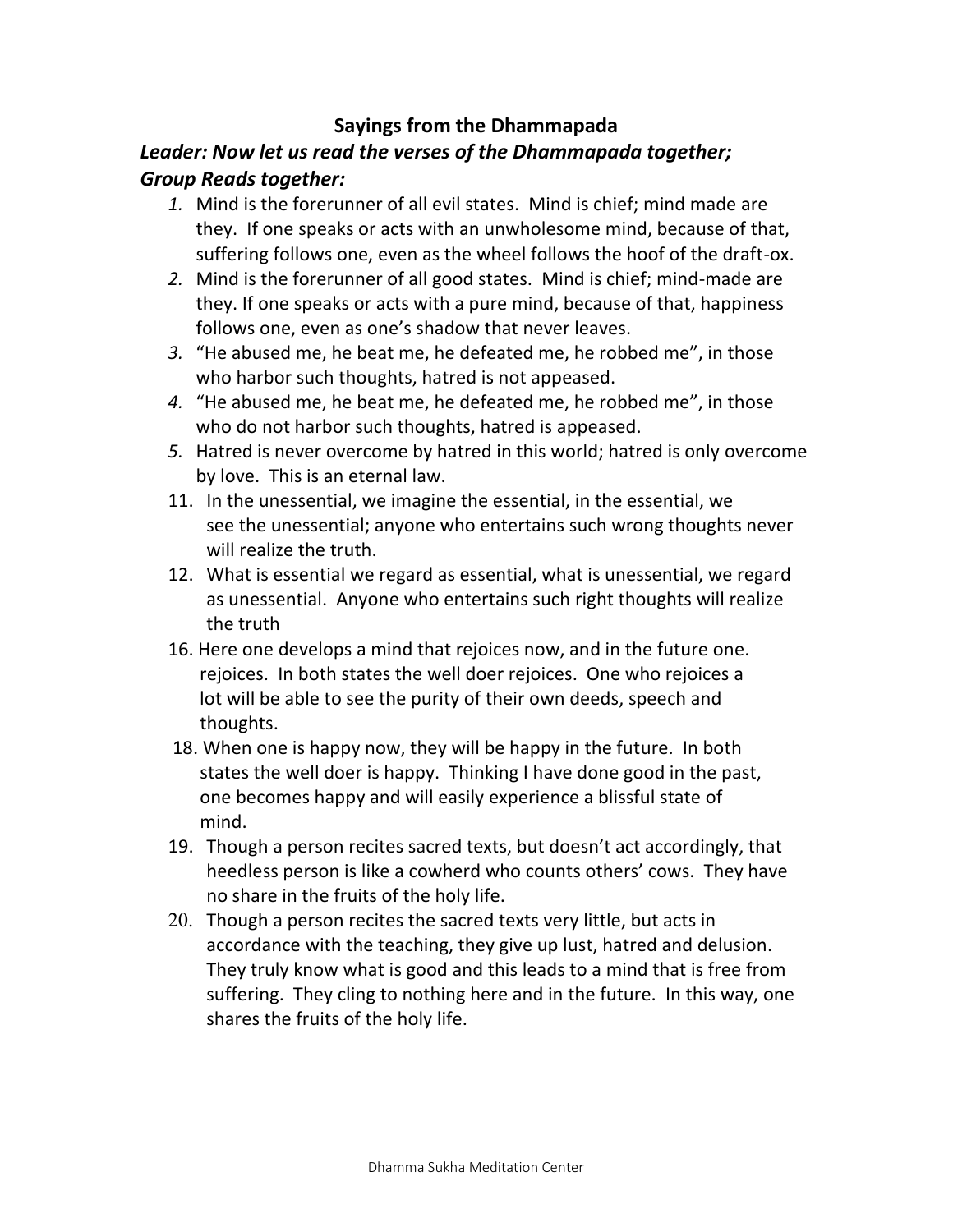# Sayings from the Dhammapada

***Leader: Now let us read the verses of the Dhammapada together;***
***Group Reads together:***

1. Mind is the forerunner of all evil states. Mind is chief; mind made are they. If one speaks or acts with an unwholesome mind, because of that, suffering follows one, even as the wheel follows the hoof of the draft-ox.
2. Mind is the forerunner of all good states. Mind is chief; mind-made are they. If one speaks or acts with a pure mind, because of that, happiness follows one, even as one's shadow that never leaves.
3. "He abused me, he beat me, he defeated me, he robbed me", in those who harbor such thoughts, hatred is not appeased.
4. "He abused me, he beat me, he defeated me, he robbed me", in those who do not harbor such thoughts, hatred is appeased.
5. Hatred is never overcome by hatred in this world; hatred is only overcome by love. This is an eternal law.

11. In the unessential, we imagine the essential, in the essential, we see the unessential; anyone who entertains such wrong thoughts never will realize the truth.
12. What is essential we regard as essential, what is unessential, we regard as unessential. Anyone who entertains such right thoughts will realize the truth

16. Here one develops a mind that rejoices now, and in the future one. rejoices. In both states the well doer rejoices. One who rejoices a lot will be able to see the purity of their own deeds, speech and thoughts.

18. When one is happy now, they will be happy in the future. In both states the well doer is happy. Thinking I have done good in the past, one becomes happy and will easily experience a blissful state of mind.
19. Though a person recites sacred texts, but doesn't act accordingly, that heedless person is like a cowherd who counts others' cows. They have no share in the fruits of the holy life.
20. Though a person recites the sacred texts very little, but acts in accordance with the teaching, they give up lust, hatred and delusion. They truly know what is good and this leads to a mind that is free from suffering. They cling to nothing here and in the future. In this way, one shares the fruits of the holy life.

Dhamma Sukha Meditation Center